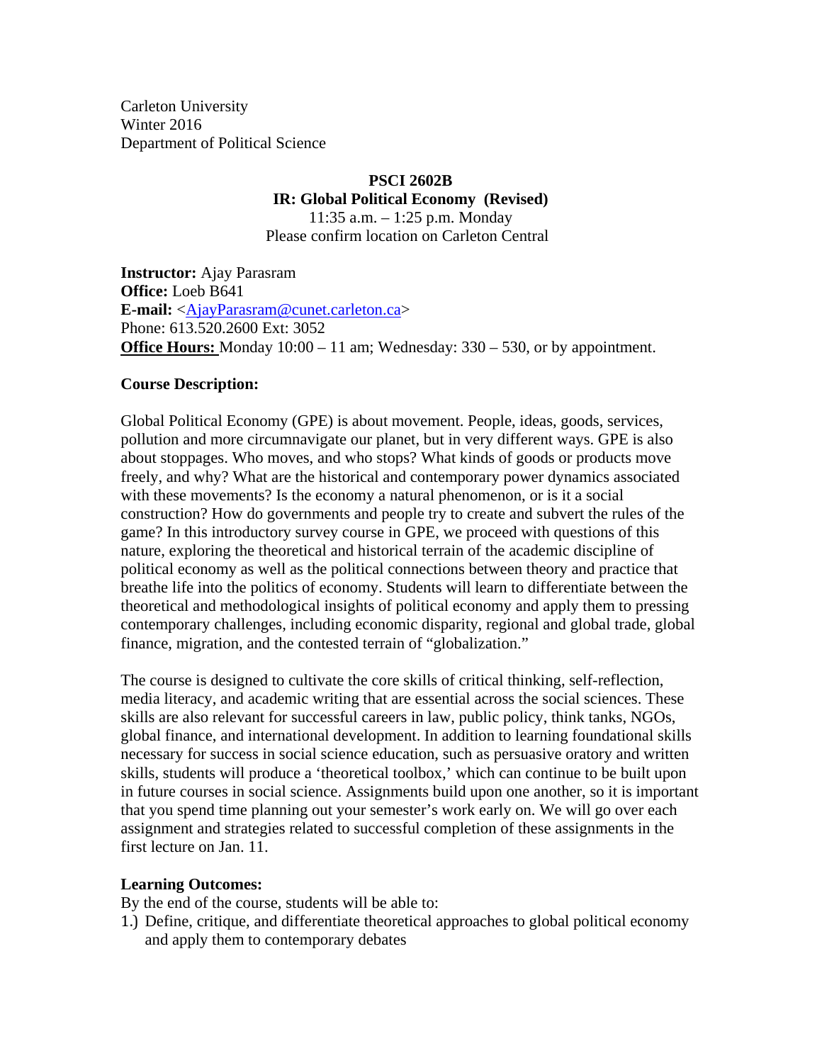Carleton University
Winter 2016
Department of Political Science

**PSCI 2602B**
**IR: Global Political Economy (Revised)**
11:35 a.m. – 1:25 p.m. Monday
Please confirm location on Carleton Central

**Instructor:** Ajay Parasram
**Office:** Loeb B641
**E-mail:** <AjayParasram@cunet.carleton.ca>
Phone: 613.520.2600 Ext: 3052
**Office Hours:** Monday 10:00 – 11 am; Wednesday: 330 – 530, or by appointment.

**Course Description:**

Global Political Economy (GPE) is about movement. People, ideas, goods, services, pollution and more circumnavigate our planet, but in very different ways. GPE is also about stoppages. Who moves, and who stops? What kinds of goods or products move freely, and why? What are the historical and contemporary power dynamics associated with these movements? Is the economy a natural phenomenon, or is it a social construction? How do governments and people try to create and subvert the rules of the game? In this introductory survey course in GPE, we proceed with questions of this nature, exploring the theoretical and historical terrain of the academic discipline of political economy as well as the political connections between theory and practice that breathe life into the politics of economy. Students will learn to differentiate between the theoretical and methodological insights of political economy and apply them to pressing contemporary challenges, including economic disparity, regional and global trade, global finance, migration, and the contested terrain of "globalization."

The course is designed to cultivate the core skills of critical thinking, self-reflection, media literacy, and academic writing that are essential across the social sciences. These skills are also relevant for successful careers in law, public policy, think tanks, NGOs, global finance, and international development. In addition to learning foundational skills necessary for success in social science education, such as persuasive oratory and written skills, students will produce a 'theoretical toolbox,' which can continue to be built upon in future courses in social science. Assignments build upon one another, so it is important that you spend time planning out your semester's work early on. We will go over each assignment and strategies related to successful completion of these assignments in the first lecture on Jan. 11.

**Learning Outcomes:**
By the end of the course, students will be able to:

1.) Define, critique, and differentiate theoretical approaches to global political economy and apply them to contemporary debates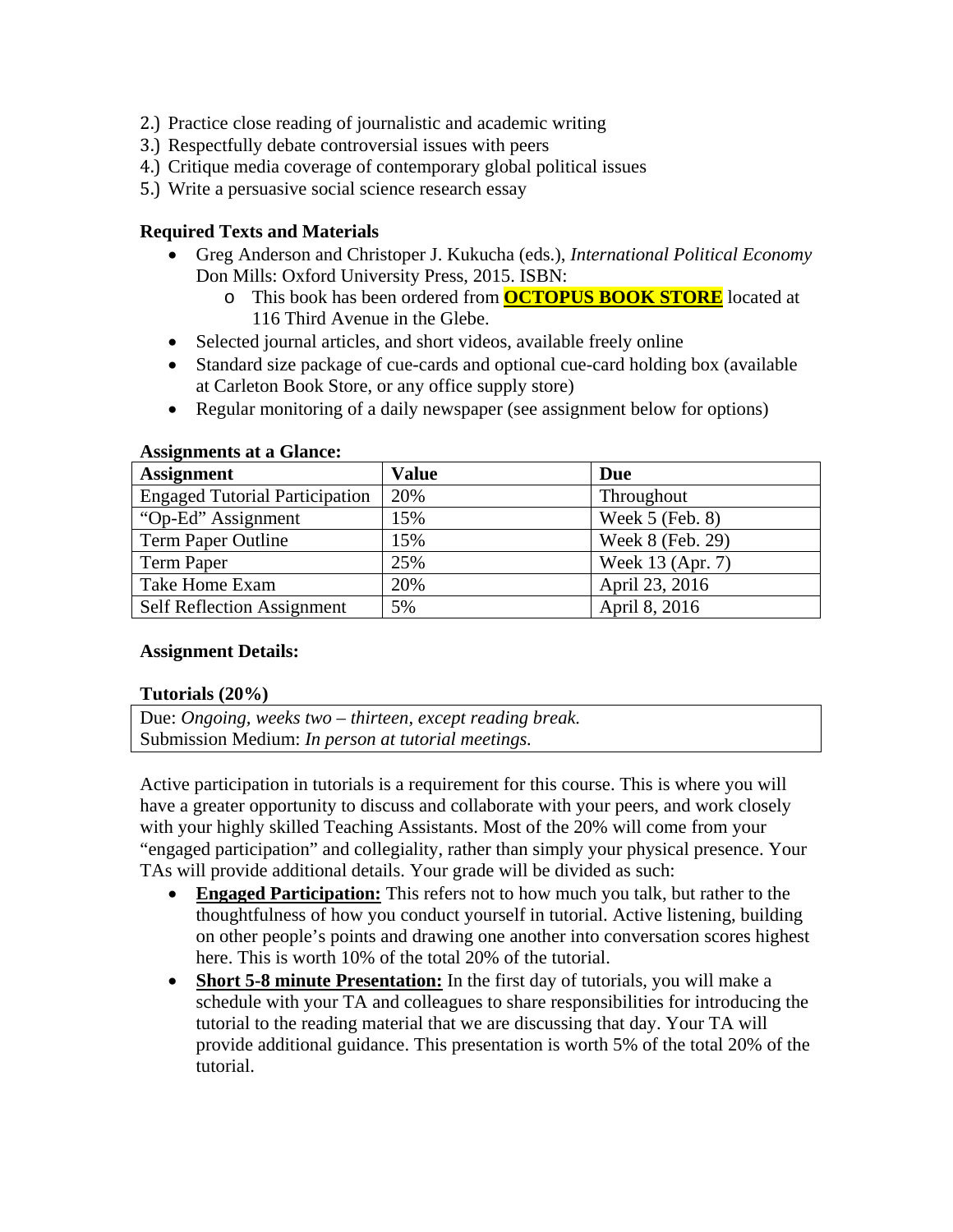2.) Practice close reading of journalistic and academic writing
3.) Respectfully debate controversial issues with peers
4.) Critique media coverage of contemporary global political issues
5.) Write a persuasive social science research essay

**Required Texts and Materials**

- Greg Anderson and Christoper J. Kukucha (eds.), *International Political Economy* Don Mills: Oxford University Press, 2015. ISBN:
  - This book has been ordered from **OCTOPUS BOOK STORE** located at 116 Third Avenue in the Glebe.
- Selected journal articles, and short videos, available freely online
- Standard size package of cue-cards and optional cue-card holding box (available at Carleton Book Store, or any office supply store)
- Regular monitoring of a daily newspaper (see assignment below for options)

**Assignments at a Glance:**

| Assignment | Value | Due |
|---|---|---|
| Engaged Tutorial Participation | 20% | Throughout |
| "Op-Ed" Assignment | 15% | Week 5 (Feb. 8) |
| Term Paper Outline | 15% | Week 8 (Feb. 29) |
| Term Paper | 25% | Week 13 (Apr. 7) |
| Take Home Exam | 20% | April 23, 2016 |
| Self Reflection Assignment | 5% | April 8, 2016 |

**Assignment Details:**

**Tutorials (20%)**

| Due: *Ongoing, weeks two – thirteen, except reading break.*<br>Submission Medium: *In person at tutorial meetings.* |
|---|

Active participation in tutorials is a requirement for this course. This is where you will have a greater opportunity to discuss and collaborate with your peers, and work closely with your highly skilled Teaching Assistants. Most of the 20% will come from your "engaged participation" and collegiality, rather than simply your physical presence. Your TAs will provide additional details. Your grade will be divided as such:

- **Engaged Participation:** This refers not to how much you talk, but rather to the thoughtfulness of how you conduct yourself in tutorial. Active listening, building on other people's points and drawing one another into conversation scores highest here. This is worth 10% of the total 20% of the tutorial.
- **Short 5-8 minute Presentation:** In the first day of tutorials, you will make a schedule with your TA and colleagues to share responsibilities for introducing the tutorial to the reading material that we are discussing that day. Your TA will provide additional guidance. This presentation is worth 5% of the total 20% of the tutorial.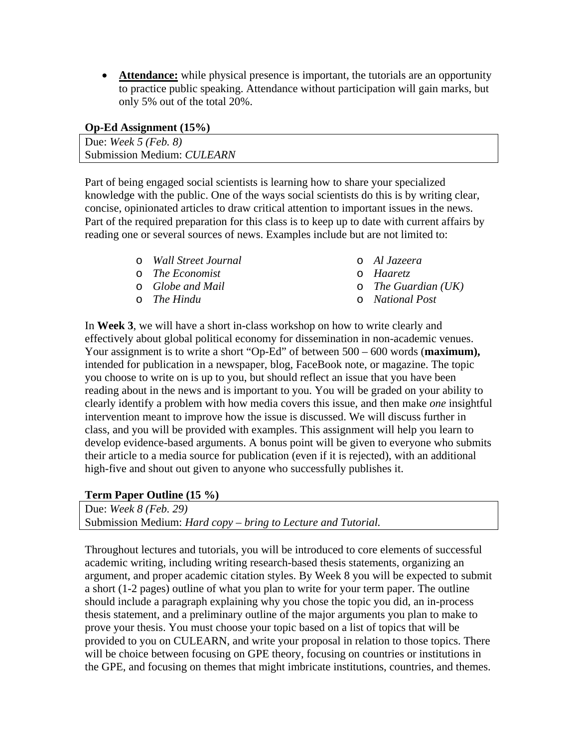- **Attendance:** while physical presence is important, the tutorials are an opportunity to practice public speaking. Attendance without participation will gain marks, but only 5% out of the total 20%.

**Op-Ed Assignment (15%)**

| Due: *Week 5 (Feb. 8)* |
|---|
| Submission Medium: *CULEARN* |

Part of being engaged social scientists is learning how to share your specialized knowledge with the public. One of the ways social scientists do this is by writing clear, concise, opinionated articles to draw critical attention to important issues in the news. Part of the required preparation for this class is to keep up to date with current affairs by reading one or several sources of news. Examples include but are not limited to:

- *Wall Street Journal*
- *The Economist*
- *Globe and Mail*
- *The Hindu*
- *Al Jazeera*
- *Haaretz*
- *The Guardian (UK)*
- *National Post*

In **Week 3**, we will have a short in-class workshop on how to write clearly and effectively about global political economy for dissemination in non-academic venues. Your assignment is to write a short "Op-Ed" of between 500 – 600 words (**maximum),** intended for publication in a newspaper, blog, FaceBook note, or magazine. The topic you choose to write on is up to you, but should reflect an issue that you have been reading about in the news and is important to you. You will be graded on your ability to clearly identify a problem with how media covers this issue, and then make *one* insightful intervention meant to improve how the issue is discussed. We will discuss further in class, and you will be provided with examples. This assignment will help you learn to develop evidence-based arguments. A bonus point will be given to everyone who submits their article to a media source for publication (even if it is rejected), with an additional high-five and shout out given to anyone who successfully publishes it.

**Term Paper Outline (15 %)**

| Due: *Week 8 (Feb. 29)* |
|---|
| Submission Medium: *Hard copy – bring to Lecture and Tutorial.* |

Throughout lectures and tutorials, you will be introduced to core elements of successful academic writing, including writing research-based thesis statements, organizing an argument, and proper academic citation styles. By Week 8 you will be expected to submit a short (1-2 pages) outline of what you plan to write for your term paper. The outline should include a paragraph explaining why you chose the topic you did, an in-process thesis statement, and a preliminary outline of the major arguments you plan to make to prove your thesis. You must choose your topic based on a list of topics that will be provided to you on CULEARN, and write your proposal in relation to those topics. There will be choice between focusing on GPE theory, focusing on countries or institutions in the GPE, and focusing on themes that might imbricate institutions, countries, and themes.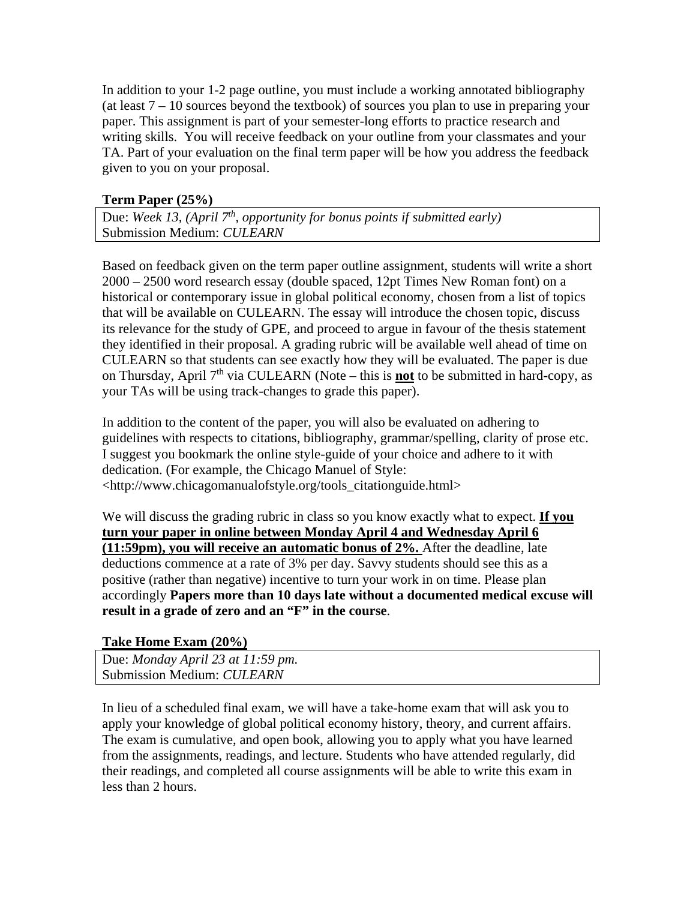In addition to your 1-2 page outline, you must include a working annotated bibliography (at least 7 – 10 sources beyond the textbook) of sources you plan to use in preparing your paper. This assignment is part of your semester-long efforts to practice research and writing skills. You will receive feedback on your outline from your classmates and your TA. Part of your evaluation on the final term paper will be how you address the feedback given to you on your proposal.

**Term Paper (25%)**

| Due: *Week 13, (April 7th, opportunity for bonus points if submitted early)*<br>Submission Medium: *CULEARN* |
|---|

Based on feedback given on the term paper outline assignment, students will write a short 2000 – 2500 word research essay (double spaced, 12pt Times New Roman font) on a historical or contemporary issue in global political economy, chosen from a list of topics that will be available on CULEARN. The essay will introduce the chosen topic, discuss its relevance for the study of GPE, and proceed to argue in favour of the thesis statement they identified in their proposal. A grading rubric will be available well ahead of time on CULEARN so that students can see exactly how they will be evaluated. The paper is due on Thursday, April 7th via CULEARN (Note – this is **not** to be submitted in hard-copy, as your TAs will be using track-changes to grade this paper).

In addition to the content of the paper, you will also be evaluated on adhering to guidelines with respects to citations, bibliography, grammar/spelling, clarity of prose etc. I suggest you bookmark the online style-guide of your choice and adhere to it with dedication. (For example, the Chicago Manuel of Style: <http://www.chicagomanualofstyle.org/tools_citationguide.html>

We will discuss the grading rubric in class so you know exactly what to expect. **If you turn your paper in online between Monday April 4 and Wednesday April 6 (11:59pm), you will receive an automatic bonus of 2%.** After the deadline, late deductions commence at a rate of 3% per day. Savvy students should see this as a positive (rather than negative) incentive to turn your work in on time. Please plan accordingly **Papers more than 10 days late without a documented medical excuse will result in a grade of zero and an "F" in the course**.

**Take Home Exam (20%)**

| Due: *Monday April 23 at 11:59 pm.*<br>Submission Medium: *CULEARN* |
|---|

In lieu of a scheduled final exam, we will have a take-home exam that will ask you to apply your knowledge of global political economy history, theory, and current affairs. The exam is cumulative, and open book, allowing you to apply what you have learned from the assignments, readings, and lecture. Students who have attended regularly, did their readings, and completed all course assignments will be able to write this exam in less than 2 hours.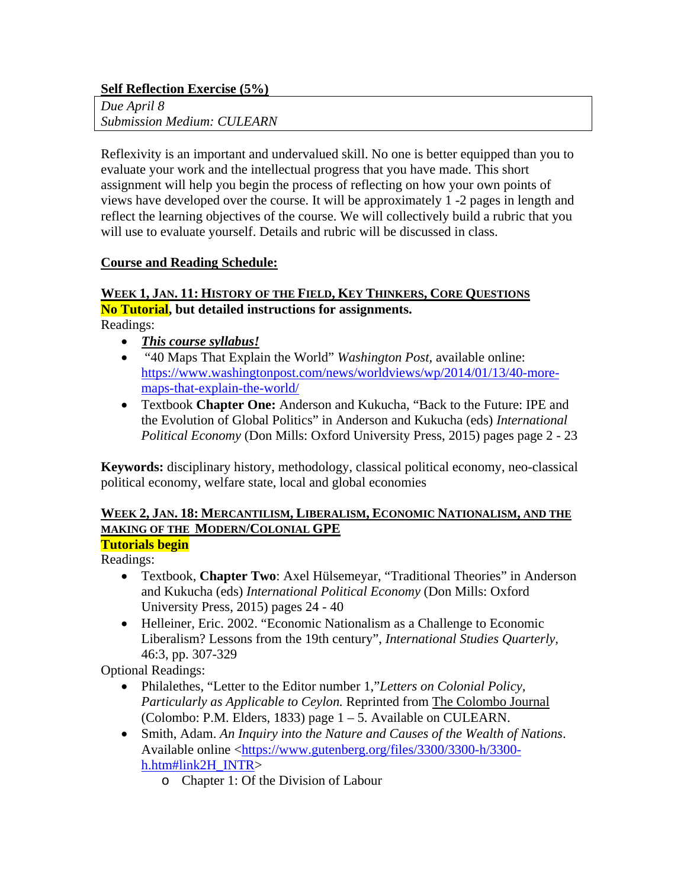## Self Reflection Exercise (5%)

*Due April 8*
*Submission Medium: CULEARN*

Reflexivity is an important and undervalued skill. No one is better equipped than you to evaluate your work and the intellectual progress that you have made. This short assignment will help you begin the process of reflecting on how your own points of views have developed over the course. It will be approximately 1 -2 pages in length and reflect the learning objectives of the course. We will collectively build a rubric that you will use to evaluate yourself. Details and rubric will be discussed in class.

## Course and Reading Schedule:

### WEEK 1, JAN. 11: HISTORY OF THE FIELD, KEY THINKERS, CORE QUESTIONS

**No Tutorial, but detailed instructions for assignments.**

Readings:

- ***This course syllabus!***
- "40 Maps That Explain the World" *Washington Post*, available online: https://www.washingtonpost.com/news/worldviews/wp/2014/01/13/40-more-maps-that-explain-the-world/
- Textbook **Chapter One:** Anderson and Kukucha, "Back to the Future: IPE and the Evolution of Global Politics" in Anderson and Kukucha (eds) *International Political Economy* (Don Mills: Oxford University Press, 2015) pages page 2 - 23

**Keywords:** disciplinary history, methodology, classical political economy, neo-classical political economy, welfare state, local and global economies

### WEEK 2, JAN. 18: MERCANTILISM, LIBERALISM, ECONOMIC NATIONALISM, AND THE MAKING OF THE MODERN/COLONIAL GPE

**Tutorials begin**

Readings:

- Textbook, **Chapter Two**: Axel Hülsemeyar, "Traditional Theories" in Anderson and Kukucha (eds) *International Political Economy* (Don Mills: Oxford University Press, 2015) pages 24 - 40
- Helleiner, Eric. 2002. "Economic Nationalism as a Challenge to Economic Liberalism? Lessons from the 19th century", *International Studies Quarterly*, 46:3, pp. 307-329

Optional Readings:

- Philalethes, "Letter to the Editor number 1,"*Letters on Colonial Policy, Particularly as Applicable to Ceylon.* Reprinted from The Colombo Journal (Colombo: P.M. Elders, 1833) page 1 – 5. Available on CULEARN.
- Smith, Adam. *An Inquiry into the Nature and Causes of the Wealth of Nations*. Available online <https://www.gutenberg.org/files/3300/3300-h/3300-h.htm#link2H_INTR>
  - Chapter 1: Of the Division of Labour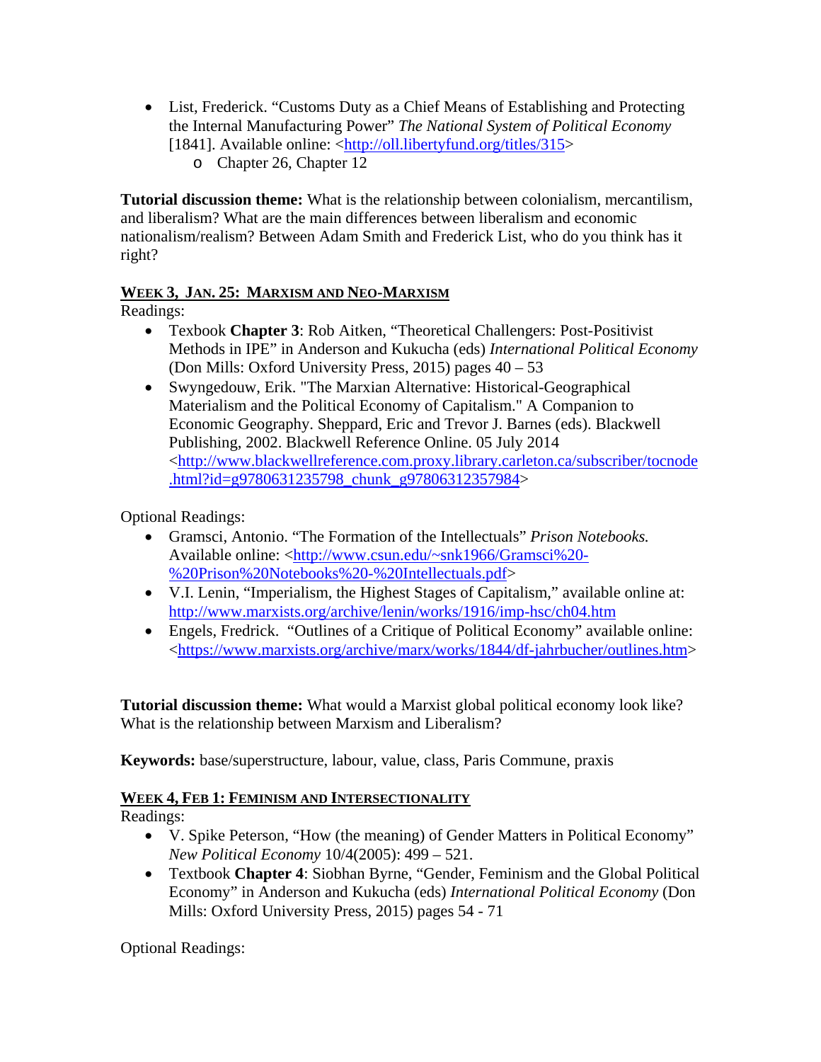- List, Frederick. “Customs Duty as a Chief Means of Establishing and Protecting the Internal Manufacturing Power” *The National System of Political Economy* [1841]. Available online: <http://oll.libertyfund.org/titles/315>
    - Chapter 26, Chapter 12

**Tutorial discussion theme:** What is the relationship between colonialism, mercantilism, and liberalism? What are the main differences between liberalism and economic nationalism/realism? Between Adam Smith and Frederick List, who do you think has it right?

## WEEK 3, JAN. 25: MARXISM AND NEO-MARXISM

Readings:

- Texbook **Chapter 3**: Rob Aitken, “Theoretical Challengers: Post-Positivist Methods in IPE” in Anderson and Kukucha (eds) *International Political Economy* (Don Mills: Oxford University Press, 2015) pages 40 – 53
- Swyngedouw, Erik. "The Marxian Alternative: Historical-Geographical Materialism and the Political Economy of Capitalism." A Companion to Economic Geography. Sheppard, Eric and Trevor J. Barnes (eds). Blackwell Publishing, 2002. Blackwell Reference Online. 05 July 2014 <http://www.blackwellreference.com.proxy.library.carleton.ca/subscriber/tocnode.html?id=g9780631235798_chunk_g97806312357984>

Optional Readings:

- Gramsci, Antonio. “The Formation of the Intellectuals” *Prison Notebooks.* Available online: <http://www.csun.edu/~snk1966/Gramsci%20-%20Prison%20Notebooks%20-%20Intellectuals.pdf>
- V.I. Lenin, “Imperialism, the Highest Stages of Capitalism,” available online at: http://www.marxists.org/archive/lenin/works/1916/imp-hsc/ch04.htm
- Engels, Fredrick. “Outlines of a Critique of Political Economy” available online: <https://www.marxists.org/archive/marx/works/1844/df-jahrbucher/outlines.htm>

**Tutorial discussion theme:** What would a Marxist global political economy look like? What is the relationship between Marxism and Liberalism?

**Keywords:** base/superstructure, labour, value, class, Paris Commune, praxis

## WEEK 4, FEB 1: FEMINISM AND INTERSECTIONALITY

Readings:

- V. Spike Peterson, “How (the meaning) of Gender Matters in Political Economy” *New Political Economy* 10/4(2005): 499 – 521.
- Textbook **Chapter 4**: Siobhan Byrne, “Gender, Feminism and the Global Political Economy” in Anderson and Kukucha (eds) *International Political Economy* (Don Mills: Oxford University Press, 2015) pages 54 - 71

Optional Readings: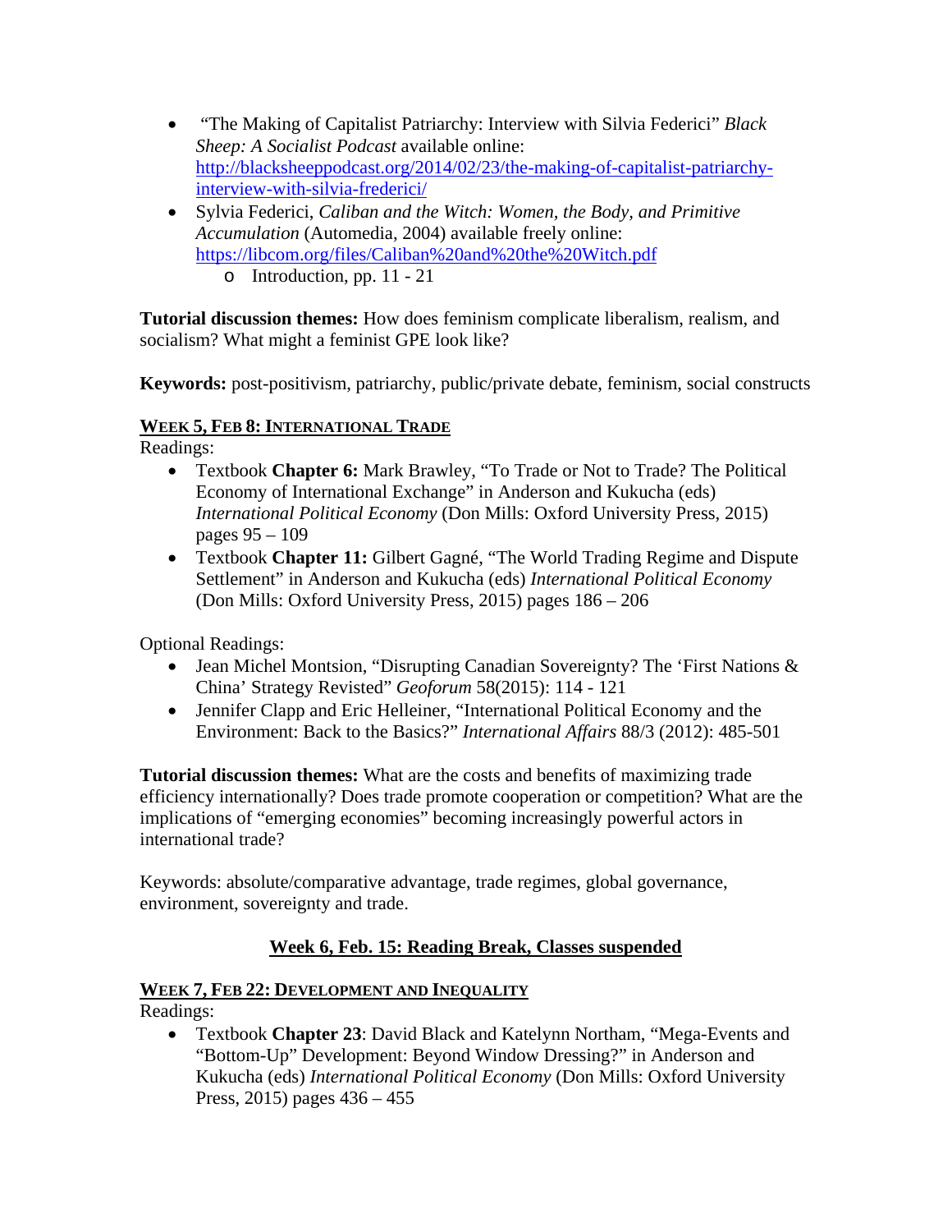- "The Making of Capitalist Patriarchy: Interview with Silvia Federici" *Black Sheep: A Socialist Podcast* available online: [http://blacksheeppodcast.org/2014/02/23/the-making-of-capitalist-patriarchy-interview-with-silvia-frederici/](http://blacksheeppodcast.org/2014/02/23/the-making-of-capitalist-patriarchy-interview-with-silvia-frederici/)
- Sylvia Federici, *Caliban and the Witch: Women, the Body, and Primitive Accumulation* (Automedia, 2004) available freely online: [https://libcom.org/files/Caliban%20and%20the%20Witch.pdf](https://libcom.org/files/Caliban%20and%20the%20Witch.pdf)
    - Introduction, pp. 11 - 21

**Tutorial discussion themes:** How does feminism complicate liberalism, realism, and socialism? What might a feminist GPE look like?

**Keywords:** post-positivism, patriarchy, public/private debate, feminism, social constructs

## WEEK 5, FEB 8: INTERNATIONAL TRADE

Readings:

- Textbook **Chapter 6:** Mark Brawley, "To Trade or Not to Trade? The Political Economy of International Exchange" in Anderson and Kukucha (eds) *International Political Economy* (Don Mills: Oxford University Press, 2015) pages 95 – 109
- Textbook **Chapter 11:** Gilbert Gagné, "The World Trading Regime and Dispute Settlement" in Anderson and Kukucha (eds) *International Political Economy* (Don Mills: Oxford University Press, 2015) pages 186 – 206

Optional Readings:

- Jean Michel Montsion, "Disrupting Canadian Sovereignty? The 'First Nations & China' Strategy Revisted" *Geoforum* 58(2015): 114 - 121
- Jennifer Clapp and Eric Helleiner, "International Political Economy and the Environment: Back to the Basics?" *International Affairs* 88/3 (2012): 485-501

**Tutorial discussion themes:** What are the costs and benefits of maximizing trade efficiency internationally? Does trade promote cooperation or competition? What are the implications of "emerging economies" becoming increasingly powerful actors in international trade?

Keywords: absolute/comparative advantage, trade regimes, global governance, environment, sovereignty and trade.

## Week 6, Feb. 15: Reading Break, Classes suspended

## WEEK 7, FEB 22: DEVELOPMENT AND INEQUALITY

Readings:

- Textbook **Chapter 23**: David Black and Katelynn Northam, "Mega-Events and "Bottom-Up" Development: Beyond Window Dressing?" in Anderson and Kukucha (eds) *International Political Economy* (Don Mills: Oxford University Press, 2015) pages 436 – 455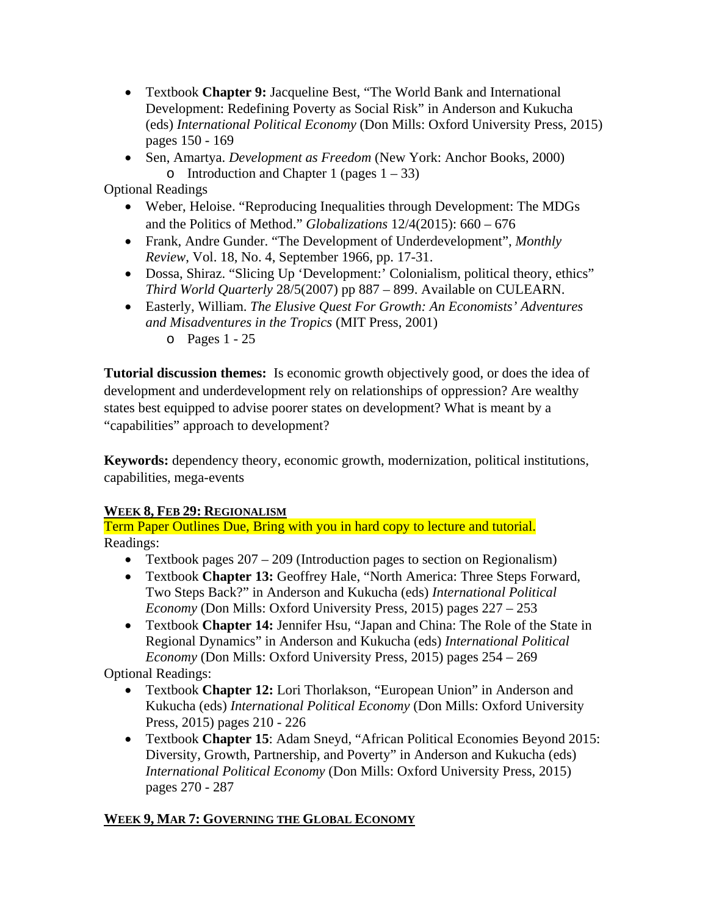- Textbook **Chapter 9:** Jacqueline Best, "The World Bank and International Development: Redefining Poverty as Social Risk" in Anderson and Kukucha (eds) *International Political Economy* (Don Mills: Oxford University Press, 2015) pages 150 - 169
- Sen, Amartya. *Development as Freedom* (New York: Anchor Books, 2000)
  - Introduction and Chapter 1 (pages 1 – 33)

Optional Readings

- Weber, Heloise. "Reproducing Inequalities through Development: The MDGs and the Politics of Method." *Globalizations* 12/4(2015): 660 – 676
- Frank, Andre Gunder. "The Development of Underdevelopment", *Monthly Review*, Vol. 18, No. 4, September 1966, pp. 17-31.
- Dossa, Shiraz. "Slicing Up 'Development:' Colonialism, political theory, ethics" *Third World Quarterly* 28/5(2007) pp 887 – 899. Available on CULEARN.
- Easterly, William. *The Elusive Quest For Growth: An Economists' Adventures and Misadventures in the Tropics* (MIT Press, 2001)
  - Pages 1 - 25

**Tutorial discussion themes:** Is economic growth objectively good, or does the idea of development and underdevelopment rely on relationships of oppression? Are wealthy states best equipped to advise poorer states on development? What is meant by a "capabilities" approach to development?

**Keywords:** dependency theory, economic growth, modernization, political institutions, capabilities, mega-events

## WEEK 8, FEB 29: REGIONALISM

Term Paper Outlines Due, Bring with you in hard copy to lecture and tutorial.

Readings:

- Textbook pages 207 – 209 (Introduction pages to section on Regionalism)
- Textbook **Chapter 13:** Geoffrey Hale, "North America: Three Steps Forward, Two Steps Back?" in Anderson and Kukucha (eds) *International Political Economy* (Don Mills: Oxford University Press, 2015) pages 227 – 253
- Textbook **Chapter 14:** Jennifer Hsu, "Japan and China: The Role of the State in Regional Dynamics" in Anderson and Kukucha (eds) *International Political Economy* (Don Mills: Oxford University Press, 2015) pages 254 – 269

Optional Readings:

- Textbook **Chapter 12:** Lori Thorlakson, "European Union" in Anderson and Kukucha (eds) *International Political Economy* (Don Mills: Oxford University Press, 2015) pages 210 - 226
- Textbook **Chapter 15**: Adam Sneyd, "African Political Economies Beyond 2015: Diversity, Growth, Partnership, and Poverty" in Anderson and Kukucha (eds) *International Political Economy* (Don Mills: Oxford University Press, 2015) pages 270 - 287

## WEEK 9, MAR 7: GOVERNING THE GLOBAL ECONOMY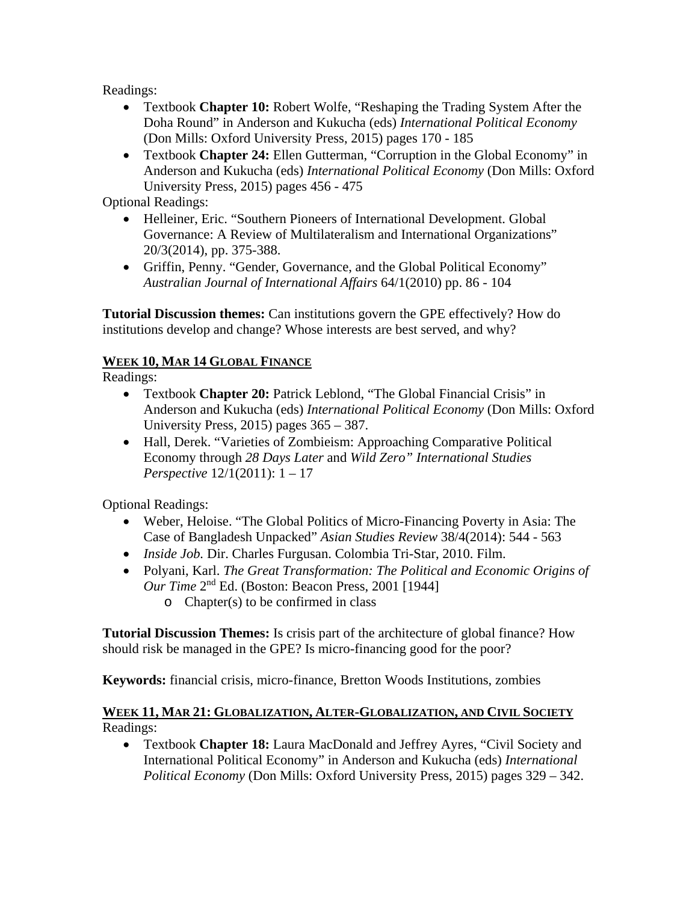Readings:

- Textbook **Chapter 10:** Robert Wolfe, "Reshaping the Trading System After the Doha Round" in Anderson and Kukucha (eds) *International Political Economy* (Don Mills: Oxford University Press, 2015) pages 170 - 185
- Textbook **Chapter 24:** Ellen Gutterman, "Corruption in the Global Economy" in Anderson and Kukucha (eds) *International Political Economy* (Don Mills: Oxford University Press, 2015) pages 456 - 475

Optional Readings:

- Helleiner, Eric. "Southern Pioneers of International Development. Global Governance: A Review of Multilateralism and International Organizations" 20/3(2014), pp. 375-388.
- Griffin, Penny. "Gender, Governance, and the Global Political Economy" *Australian Journal of International Affairs* 64/1(2010) pp. 86 - 104

**Tutorial Discussion themes:** Can institutions govern the GPE effectively? How do institutions develop and change? Whose interests are best served, and why?

**WEEK 10, MAR 14 GLOBAL FINANCE**

Readings:

- Textbook **Chapter 20:** Patrick Leblond, "The Global Financial Crisis" in Anderson and Kukucha (eds) *International Political Economy* (Don Mills: Oxford University Press, 2015) pages 365 – 387.
- Hall, Derek. "Varieties of Zombieism: Approaching Comparative Political Economy through *28 Days Later* and *Wild Zero" International Studies Perspective* 12/1(2011): 1 – 17

Optional Readings:

- Weber, Heloise. "The Global Politics of Micro-Financing Poverty in Asia: The Case of Bangladesh Unpacked" *Asian Studies Review* 38/4(2014): 544 - 563
- *Inside Job.* Dir. Charles Furgusan. Colombia Tri-Star, 2010. Film.
- Polyani, Karl. *The Great Transformation: The Political and Economic Origins of Our Time* 2nd Ed. (Boston: Beacon Press, 2001 [1944]
  - Chapter(s) to be confirmed in class

**Tutorial Discussion Themes:** Is crisis part of the architecture of global finance? How should risk be managed in the GPE? Is micro-financing good for the poor?

**Keywords:** financial crisis, micro-finance, Bretton Woods Institutions, zombies

**WEEK 11, MAR 21: GLOBALIZATION, ALTER-GLOBALIZATION, AND CIVIL SOCIETY**

Readings:

- Textbook **Chapter 18:** Laura MacDonald and Jeffrey Ayres, "Civil Society and International Political Economy" in Anderson and Kukucha (eds) *International Political Economy* (Don Mills: Oxford University Press, 2015) pages 329 – 342.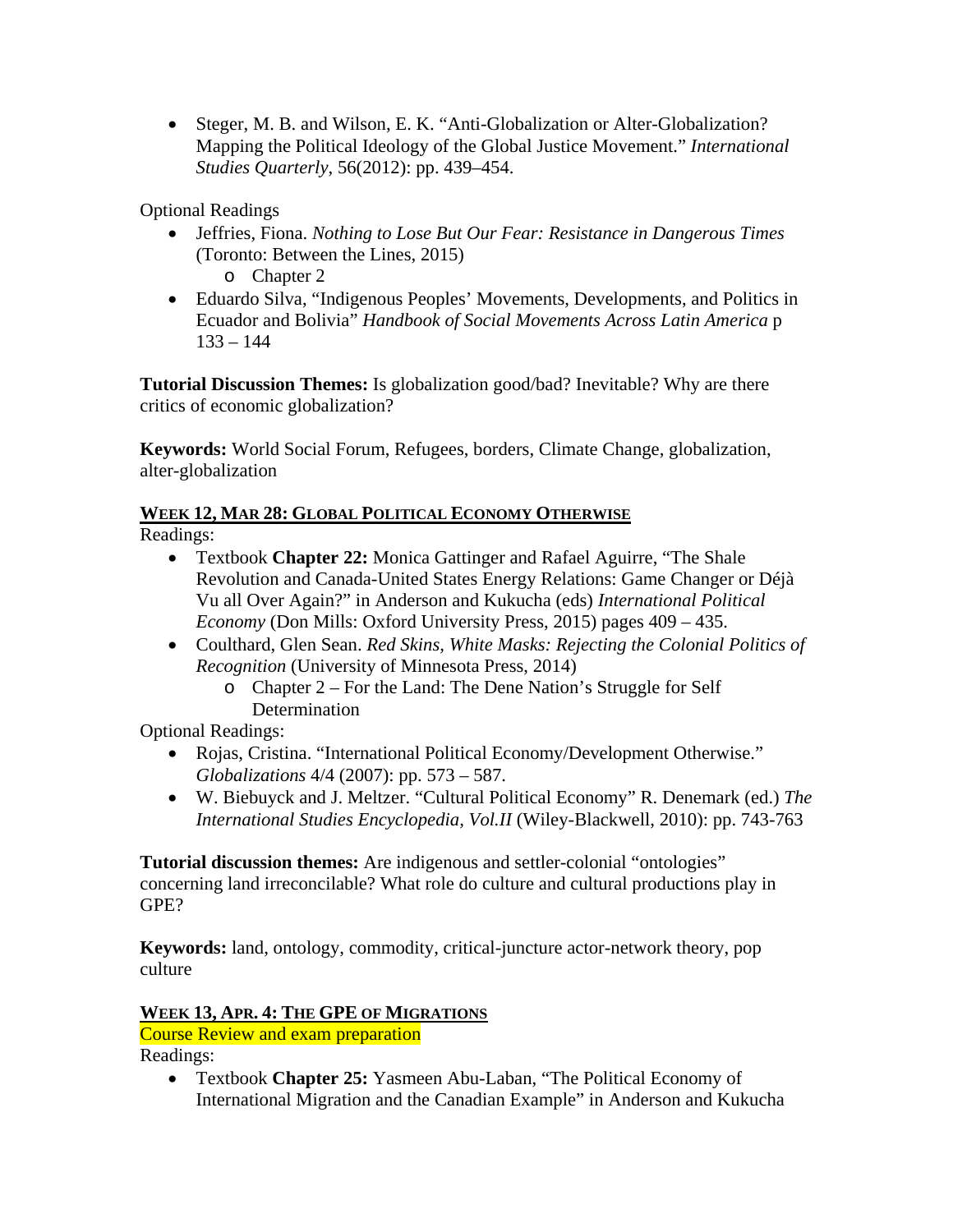- Steger, M. B. and Wilson, E. K. “Anti-Globalization or Alter-Globalization? Mapping the Political Ideology of the Global Justice Movement.” *International Studies Quarterly*, 56(2012): pp. 439–454.

Optional Readings

- Jeffries, Fiona. *Nothing to Lose But Our Fear: Resistance in Dangerous Times* (Toronto: Between the Lines, 2015)
    - Chapter 2
- Eduardo Silva, “Indigenous Peoples’ Movements, Developments, and Politics in Ecuador and Bolivia” *Handbook of Social Movements Across Latin America* p 133 – 144

**Tutorial Discussion Themes:** Is globalization good/bad? Inevitable? Why are there critics of economic globalization?

**Keywords:** World Social Forum, Refugees, borders, Climate Change, globalization, alter-globalization

## Week 12, Mar 28: Global Political Economy Otherwise

Readings:

- Textbook **Chapter 22:** Monica Gattinger and Rafael Aguirre, “The Shale Revolution and Canada-United States Energy Relations: Game Changer or Déjà Vu all Over Again?” in Anderson and Kukucha (eds) *International Political Economy* (Don Mills: Oxford University Press, 2015) pages 409 – 435.
- Coulthard, Glen Sean. *Red Skins, White Masks: Rejecting the Colonial Politics of Recognition* (University of Minnesota Press, 2014)
    - Chapter 2 – For the Land: The Dene Nation’s Struggle for Self Determination

Optional Readings:

- Rojas, Cristina. “International Political Economy/Development Otherwise.” *Globalizations* 4/4 (2007): pp. 573 – 587.
- W. Biebuyck and J. Meltzer. “Cultural Political Economy” R. Denemark (ed.) *The International Studies Encyclopedia, Vol.II* (Wiley-Blackwell, 2010): pp. 743-763

**Tutorial discussion themes:** Are indigenous and settler-colonial “ontologies” concerning land irreconcilable? What role do culture and cultural productions play in GPE?

**Keywords:** land, ontology, commodity, critical-juncture actor-network theory, pop culture

## Week 13, Apr. 4: The GPE of Migrations

Course Review and exam preparation

Readings:

- Textbook **Chapter 25:** Yasmeen Abu-Laban, “The Political Economy of International Migration and the Canadian Example” in Anderson and Kukucha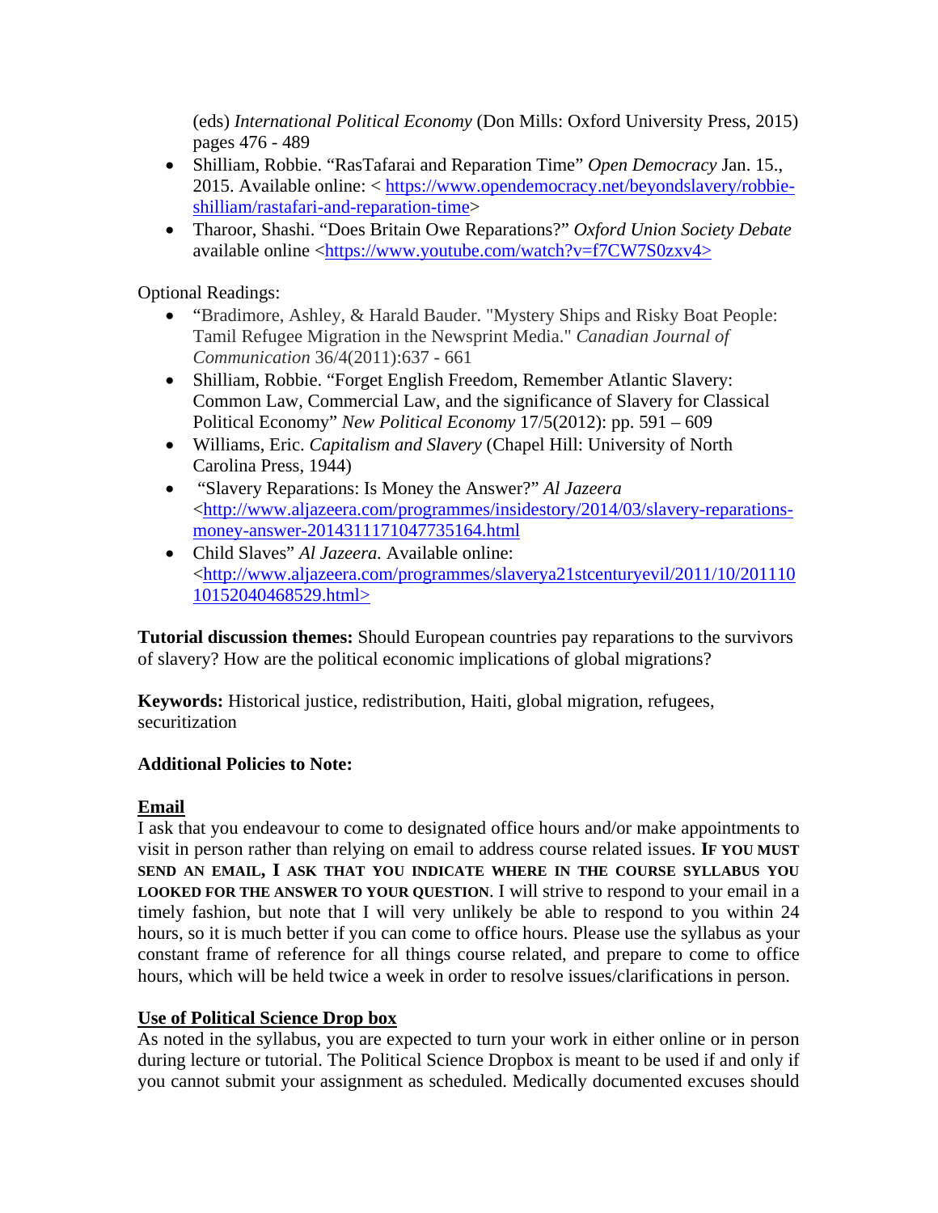(eds) *International Political Economy* (Don Mills: Oxford University Press, 2015) pages 476 - 489

- Shilliam, Robbie. "RasTafarai and Reparation Time" *Open Democracy* Jan. 15., 2015. Available online: < https://www.opendemocracy.net/beyondslavery/robbie-shilliam/rastafari-and-reparation-time>
- Tharoor, Shashi. "Does Britain Owe Reparations?" *Oxford Union Society Debate* available online <https://www.youtube.com/watch?v=f7CW7S0zxv4>

Optional Readings:

- "Bradimore, Ashley, & Harald Bauder. "Mystery Ships and Risky Boat People: Tamil Refugee Migration in the Newsprint Media." *Canadian Journal of Communication* 36/4(2011):637 - 661
- Shilliam, Robbie. "Forget English Freedom, Remember Atlantic Slavery: Common Law, Commercial Law, and the significance of Slavery for Classical Political Economy" *New Political Economy* 17/5(2012): pp. 591 – 609
- Williams, Eric. *Capitalism and Slavery* (Chapel Hill: University of North Carolina Press, 1944)
- "Slavery Reparations: Is Money the Answer?" *Al Jazeera* <http://www.aljazeera.com/programmes/insidestory/2014/03/slavery-reparations-money-answer-2014311171047735164.html
- Child Slaves" *Al Jazeera.* Available online: <http://www.aljazeera.com/programmes/slaverya21stcenturyevil/2011/10/20111010152040468529.html>

**Tutorial discussion themes:** Should European countries pay reparations to the survivors of slavery? How are the political economic implications of global migrations?

**Keywords:** Historical justice, redistribution, Haiti, global migration, refugees, securitization

**Additional Policies to Note:**

**Email**

I ask that you endeavour to come to designated office hours and/or make appointments to visit in person rather than relying on email to address course related issues. **IF YOU MUST SEND AN EMAIL, I ASK THAT YOU INDICATE WHERE IN THE COURSE SYLLABUS YOU LOOKED FOR THE ANSWER TO YOUR QUESTION**. I will strive to respond to your email in a timely fashion, but note that I will very unlikely be able to respond to you within 24 hours, so it is much better if you can come to office hours. Please use the syllabus as your constant frame of reference for all things course related, and prepare to come to office hours, which will be held twice a week in order to resolve issues/clarifications in person.

**Use of Political Science Drop box**

As noted in the syllabus, you are expected to turn your work in either online or in person during lecture or tutorial. The Political Science Dropbox is meant to be used if and only if you cannot submit your assignment as scheduled. Medically documented excuses should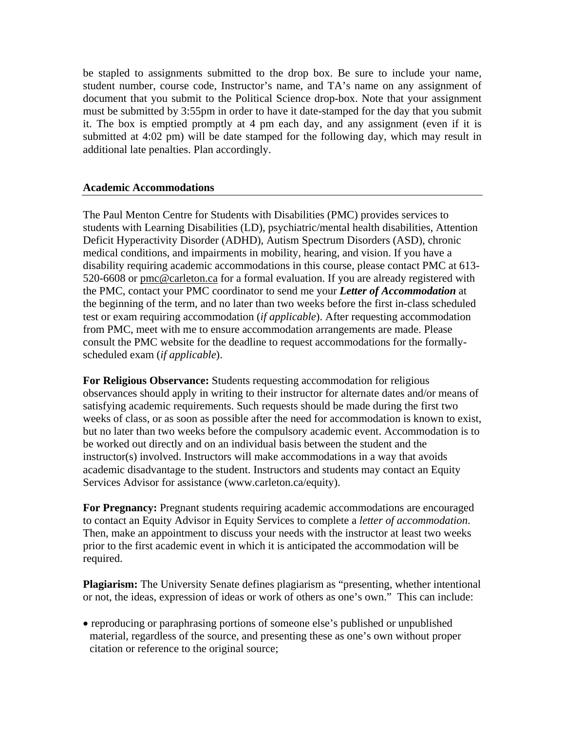be stapled to assignments submitted to the drop box. Be sure to include your name, student number, course code, Instructor's name, and TA's name on any assignment of document that you submit to the Political Science drop-box. Note that your assignment must be submitted by 3:55pm in order to have it date-stamped for the day that you submit it. The box is emptied promptly at 4 pm each day, and any assignment (even if it is submitted at 4:02 pm) will be date stamped for the following day, which may result in additional late penalties. Plan accordingly.

## Academic Accommodations

The Paul Menton Centre for Students with Disabilities (PMC) provides services to students with Learning Disabilities (LD), psychiatric/mental health disabilities, Attention Deficit Hyperactivity Disorder (ADHD), Autism Spectrum Disorders (ASD), chronic medical conditions, and impairments in mobility, hearing, and vision. If you have a disability requiring academic accommodations in this course, please contact PMC at 613-520-6608 or pmc@carleton.ca for a formal evaluation. If you are already registered with the PMC, contact your PMC coordinator to send me your ***Letter of Accommodation*** at the beginning of the term, and no later than two weeks before the first in-class scheduled test or exam requiring accommodation (*if applicable*). After requesting accommodation from PMC, meet with me to ensure accommodation arrangements are made. Please consult the PMC website for the deadline to request accommodations for the formally-scheduled exam (*if applicable*).

**For Religious Observance:** Students requesting accommodation for religious observances should apply in writing to their instructor for alternate dates and/or means of satisfying academic requirements. Such requests should be made during the first two weeks of class, or as soon as possible after the need for accommodation is known to exist, but no later than two weeks before the compulsory academic event. Accommodation is to be worked out directly and on an individual basis between the student and the instructor(s) involved. Instructors will make accommodations in a way that avoids academic disadvantage to the student. Instructors and students may contact an Equity Services Advisor for assistance (www.carleton.ca/equity).

**For Pregnancy:** Pregnant students requiring academic accommodations are encouraged to contact an Equity Advisor in Equity Services to complete a *letter of accommodation*. Then, make an appointment to discuss your needs with the instructor at least two weeks prior to the first academic event in which it is anticipated the accommodation will be required.

**Plagiarism:** The University Senate defines plagiarism as "presenting, whether intentional or not, the ideas, expression of ideas or work of others as one's own." This can include:

- reproducing or paraphrasing portions of someone else's published or unpublished material, regardless of the source, and presenting these as one's own without proper citation or reference to the original source;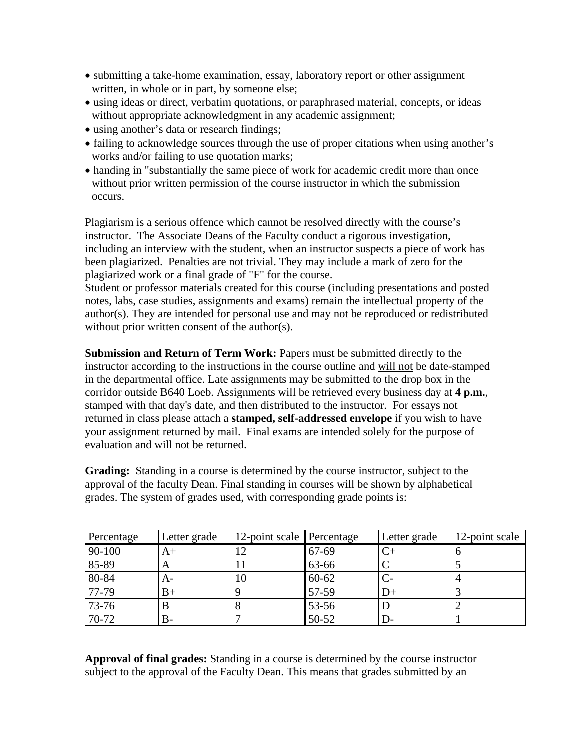- submitting a take-home examination, essay, laboratory report or other assignment written, in whole or in part, by someone else;
- using ideas or direct, verbatim quotations, or paraphrased material, concepts, or ideas without appropriate acknowledgment in any academic assignment;
- using another's data or research findings;
- failing to acknowledge sources through the use of proper citations when using another's works and/or failing to use quotation marks;
- handing in "substantially the same piece of work for academic credit more than once without prior written permission of the course instructor in which the submission occurs.

Plagiarism is a serious offence which cannot be resolved directly with the course's instructor. The Associate Deans of the Faculty conduct a rigorous investigation, including an interview with the student, when an instructor suspects a piece of work has been plagiarized. Penalties are not trivial. They may include a mark of zero for the plagiarized work or a final grade of "F" for the course.
Student or professor materials created for this course (including presentations and posted notes, labs, case studies, assignments and exams) remain the intellectual property of the author(s). They are intended for personal use and may not be reproduced or redistributed without prior written consent of the author(s).

**Submission and Return of Term Work:** Papers must be submitted directly to the instructor according to the instructions in the course outline and will not be date-stamped in the departmental office. Late assignments may be submitted to the drop box in the corridor outside B640 Loeb. Assignments will be retrieved every business day at **4 p.m.**, stamped with that day's date, and then distributed to the instructor. For essays not returned in class please attach a **stamped, self-addressed envelope** if you wish to have your assignment returned by mail. Final exams are intended solely for the purpose of evaluation and will not be returned.

**Grading:** Standing in a course is determined by the course instructor, subject to the approval of the faculty Dean. Final standing in courses will be shown by alphabetical grades. The system of grades used, with corresponding grade points is:

| Percentage | Letter grade | 12-point scale | Percentage | Letter grade | 12-point scale |
|---|---|---|---|---|---|
| 90-100 | A+ | 12 | 67-69 | C+ | 6 |
| 85-89 | A | 11 | 63-66 | C | 5 |
| 80-84 | A- | 10 | 60-62 | C- | 4 |
| 77-79 | B+ | 9 | 57-59 | D+ | 3 |
| 73-76 | B | 8 | 53-56 | D | 2 |
| 70-72 | B- | 7 | 50-52 | D- | 1 |

**Approval of final grades:** Standing in a course is determined by the course instructor subject to the approval of the Faculty Dean. This means that grades submitted by an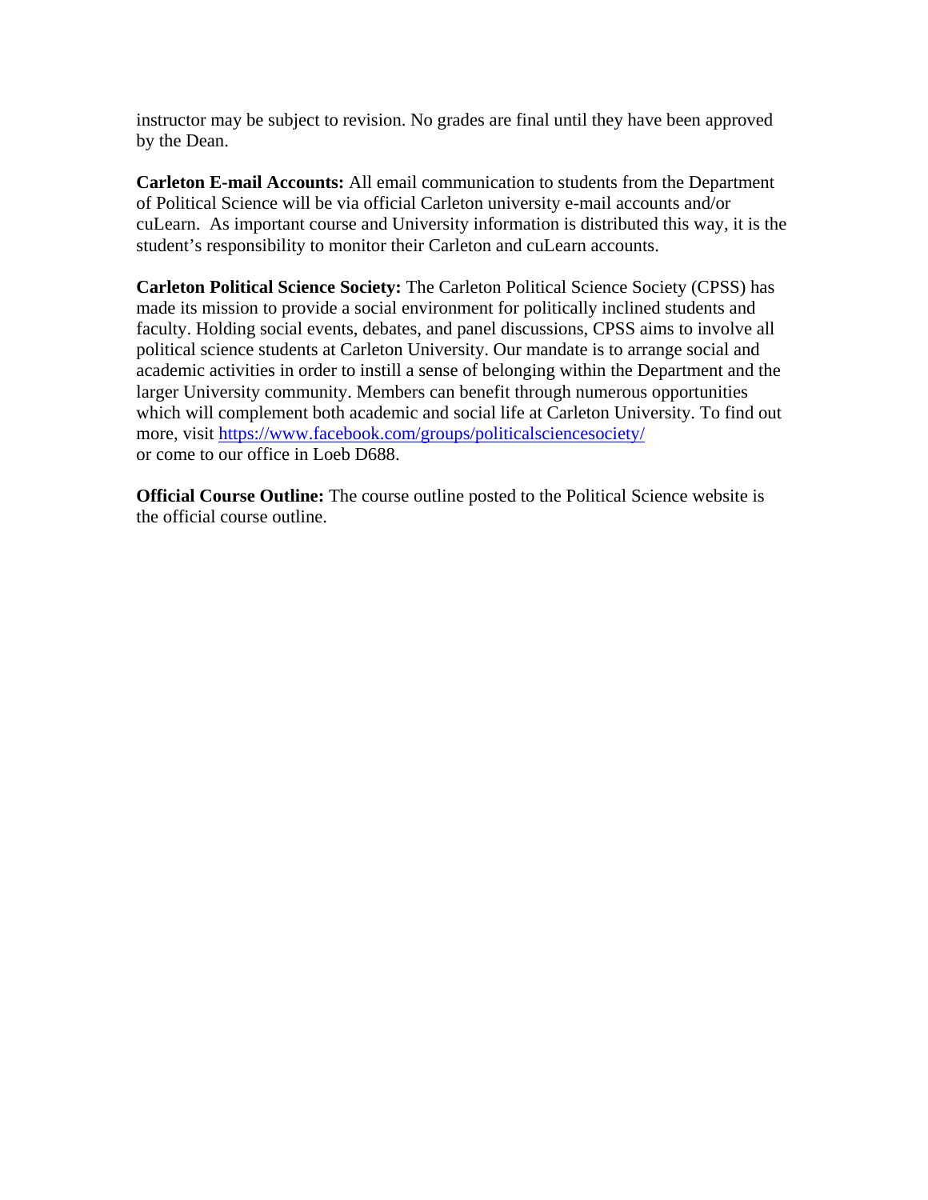instructor may be subject to revision. No grades are final until they have been approved by the Dean.

**Carleton E-mail Accounts:** All email communication to students from the Department of Political Science will be via official Carleton university e-mail accounts and/or cuLearn. As important course and University information is distributed this way, it is the student's responsibility to monitor their Carleton and cuLearn accounts.

**Carleton Political Science Society:** The Carleton Political Science Society (CPSS) has made its mission to provide a social environment for politically inclined students and faculty. Holding social events, debates, and panel discussions, CPSS aims to involve all political science students at Carleton University. Our mandate is to arrange social and academic activities in order to instill a sense of belonging within the Department and the larger University community. Members can benefit through numerous opportunities which will complement both academic and social life at Carleton University. To find out more, visit https://www.facebook.com/groups/politicalsciencesociety/ or come to our office in Loeb D688.

**Official Course Outline:** The course outline posted to the Political Science website is the official course outline.